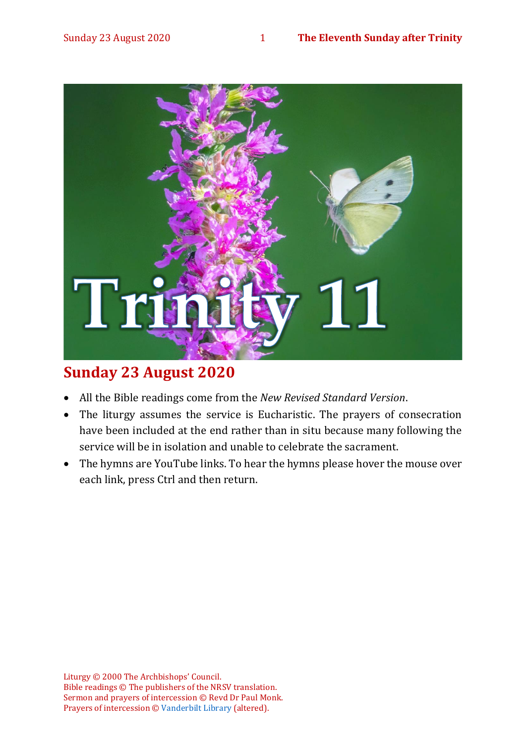## Sunday 23 August 2020

- All the Bible readings come from the *New Revised Standard Version*.
- The liturgy assumes the service is Eucharistic. The prayers of consecration have been included at the end rather than in situ because many following the service will be in isolation and unable to celebrate the sacrament.
- The hymns are YouTube links. To hear the hymns please hover the mouse over each link, press Ctrl and then return.

Liturgy © 2000 The Archbishops' Council.
Bible readings © The publishers of the NRSV translation.
Sermon and prayers of intercession © Revd Dr Paul Monk.
Prayers of intercession © Vanderbilt Library (altered).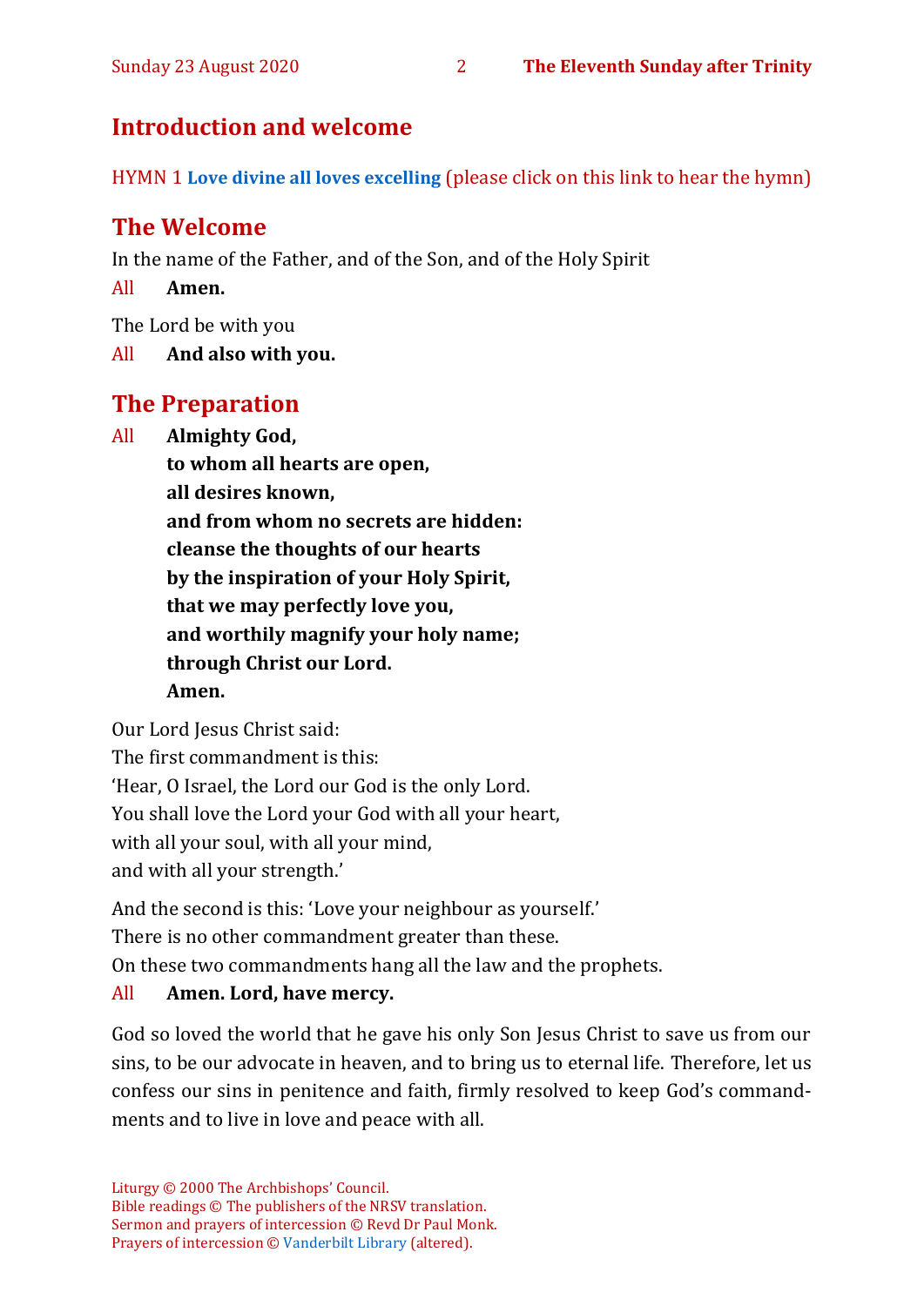## Introduction and welcome

HYMN 1 **Love divine all loves excelling** (please click on this link to hear the hymn)

## The Welcome

In the name of the Father, and of the Son, and of the Holy Spirit

All **Amen.**

The Lord be with you

All **And also with you.**

## The Preparation

All **Almighty God,**
**to whom all hearts are open,**
**all desires known,**
**and from whom no secrets are hidden:**
**cleanse the thoughts of our hearts**
**by the inspiration of your Holy Spirit,**
**that we may perfectly love you,**
**and worthily magnify your holy name;**
**through Christ our Lord.**
**Amen.**

Our Lord Jesus Christ said:
The first commandment is this:
'Hear, O Israel, the Lord our God is the only Lord.
You shall love the Lord your God with all your heart,
with all your soul, with all your mind,
and with all your strength.'

And the second is this: 'Love your neighbour as yourself.'
There is no other commandment greater than these.
On these two commandments hang all the law and the prophets.

All **Amen. Lord, have mercy.**

God so loved the world that he gave his only Son Jesus Christ to save us from our sins, to be our advocate in heaven, and to bring us to eternal life. Therefore, let us confess our sins in penitence and faith, firmly resolved to keep God's commandments and to live in love and peace with all.

Liturgy © 2000 The Archbishops' Council.
Bible readings © The publishers of the NRSV translation.
Sermon and prayers of intercession © Revd Dr Paul Monk.
Prayers of intercession © Vanderbilt Library (altered).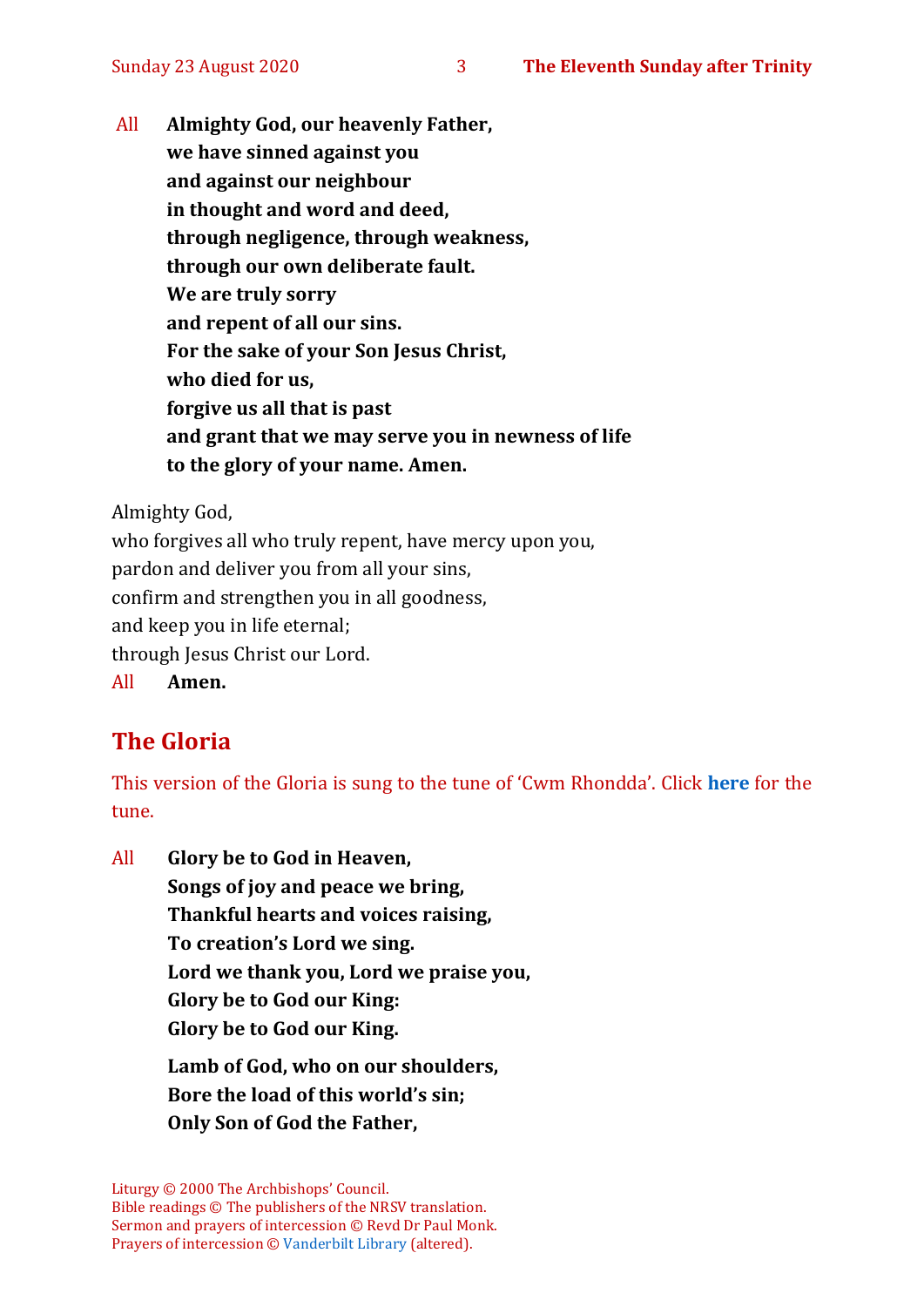All **Almighty God, our heavenly Father,**
**we have sinned against you**
**and against our neighbour**
**in thought and word and deed,**
**through negligence, through weakness,**
**through our own deliberate fault.**
**We are truly sorry**
**and repent of all our sins.**
**For the sake of your Son Jesus Christ,**
**who died for us,**
**forgive us all that is past**
**and grant that we may serve you in newness of life**
**to the glory of your name. Amen.**

Almighty God,
who forgives all who truly repent, have mercy upon you,
pardon and deliver you from all your sins,
confirm and strengthen you in all goodness,
and keep you in life eternal;
through Jesus Christ our Lord.
All **Amen.**

## The Gloria

This version of the Gloria is sung to the tune of 'Cwm Rhondda'. Click **here** for the tune.

All **Glory be to God in Heaven,**
**Songs of joy and peace we bring,**
**Thankful hearts and voices raising,**
**To creation's Lord we sing.**
**Lord we thank you, Lord we praise you,**
**Glory be to God our King:**
**Glory be to God our King.**

**Lamb of God, who on our shoulders,**
**Bore the load of this world's sin;**
**Only Son of God the Father,**

Liturgy © 2000 The Archbishops' Council.
Bible readings © The publishers of the NRSV translation.
Sermon and prayers of intercession © Revd Dr Paul Monk.
Prayers of intercession © Vanderbilt Library (altered).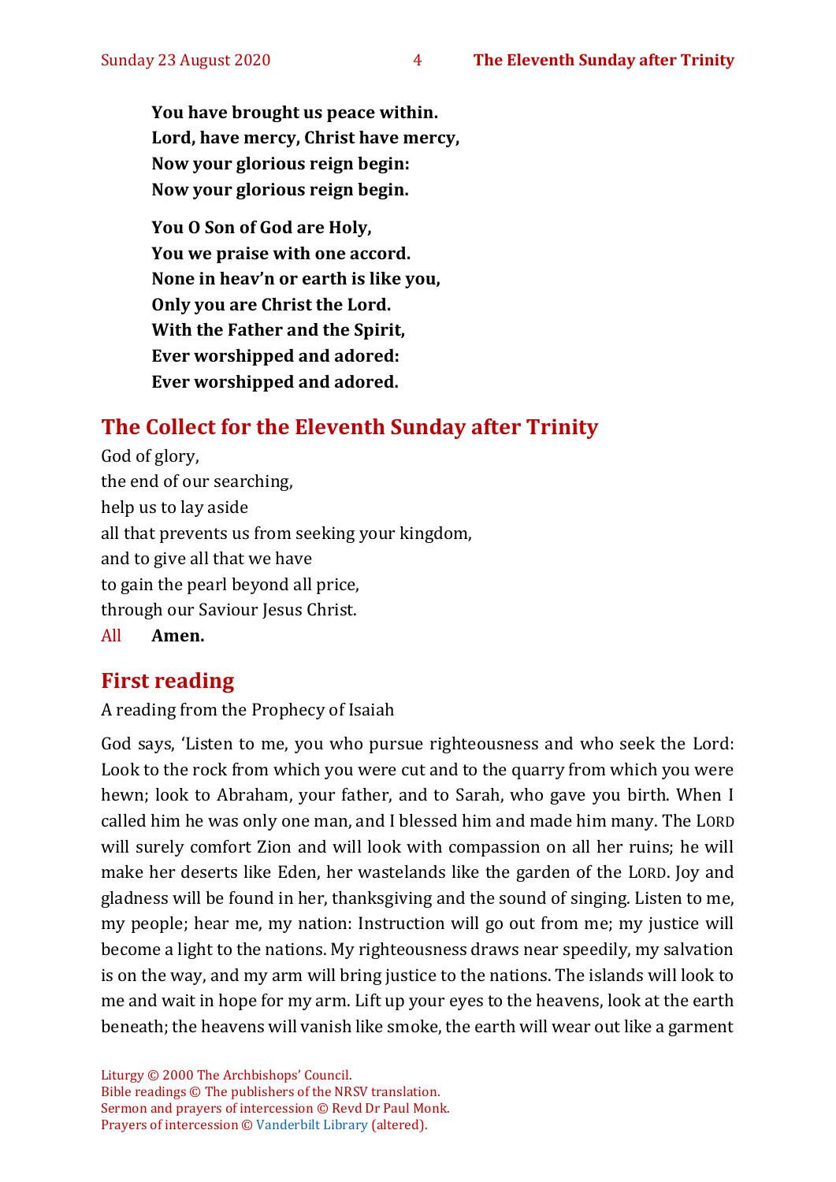**You have brought us peace within.**
**Lord, have mercy, Christ have mercy,**
**Now your glorious reign begin:**
**Now your glorious reign begin.**

**You O Son of God are Holy,**
**You we praise with one accord.**
**None in heav'n or earth is like you,**
**Only you are Christ the Lord.**
**With the Father and the Spirit,**
**Ever worshipped and adored:**
**Ever worshipped and adored.**

## The Collect for the Eleventh Sunday after Trinity

God of glory,
the end of our searching,
help us to lay aside
all that prevents us from seeking your kingdom,
and to give all that we have
to gain the pearl beyond all price,
through our Saviour Jesus Christ.
All **Amen.**

## First reading

A reading from the Prophecy of Isaiah

God says, 'Listen to me, you who pursue righteousness and who seek the Lord: Look to the rock from which you were cut and to the quarry from which you were hewn; look to Abraham, your father, and to Sarah, who gave you birth. When I called him he was only one man, and I blessed him and made him many. The LORD will surely comfort Zion and will look with compassion on all her ruins; he will make her deserts like Eden, her wastelands like the garden of the LORD. Joy and gladness will be found in her, thanksgiving and the sound of singing. Listen to me, my people; hear me, my nation: Instruction will go out from me; my justice will become a light to the nations. My righteousness draws near speedily, my salvation is on the way, and my arm will bring justice to the nations. The islands will look to me and wait in hope for my arm. Lift up your eyes to the heavens, look at the earth beneath; the heavens will vanish like smoke, the earth will wear out like a garment

Liturgy © 2000 The Archbishops' Council.
Bible readings © The publishers of the NRSV translation.
Sermon and prayers of intercession © Revd Dr Paul Monk.
Prayers of intercession © Vanderbilt Library (altered).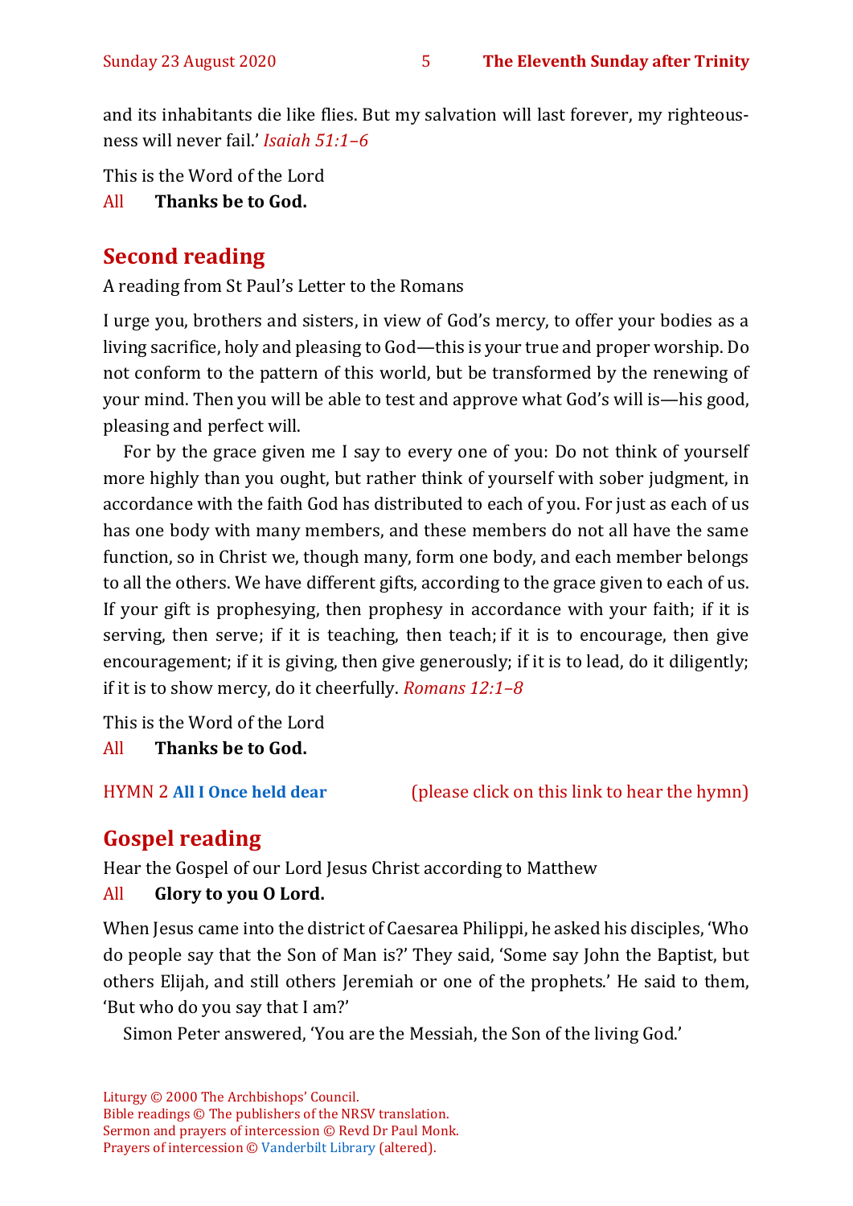and its inhabitants die like flies. But my salvation will last forever, my righteousness will never fail.' *Isaiah 51:1–6*

This is the Word of the Lord

All **Thanks be to God.**

## Second reading

A reading from St Paul's Letter to the Romans

I urge you, brothers and sisters, in view of God's mercy, to offer your bodies as a living sacrifice, holy and pleasing to God—this is your true and proper worship. Do not conform to the pattern of this world, but be transformed by the renewing of your mind. Then you will be able to test and approve what God's will is—his good, pleasing and perfect will.

For by the grace given me I say to every one of you: Do not think of yourself more highly than you ought, but rather think of yourself with sober judgment, in accordance with the faith God has distributed to each of you. For just as each of us has one body with many members, and these members do not all have the same function, so in Christ we, though many, form one body, and each member belongs to all the others. We have different gifts, according to the grace given to each of us. If your gift is prophesying, then prophesy in accordance with your faith; if it is serving, then serve; if it is teaching, then teach; if it is to encourage, then give encouragement; if it is giving, then give generously; if it is to lead, do it diligently; if it is to show mercy, do it cheerfully. *Romans 12:1–8*

This is the Word of the Lord

All **Thanks be to God.**

HYMN 2 **All I Once held dear** (please click on this link to hear the hymn)

## Gospel reading

Hear the Gospel of our Lord Jesus Christ according to Matthew

All **Glory to you O Lord.**

When Jesus came into the district of Caesarea Philippi, he asked his disciples, 'Who do people say that the Son of Man is?' They said, 'Some say John the Baptist, but others Elijah, and still others Jeremiah or one of the prophets.' He said to them, 'But who do you say that I am?'

Simon Peter answered, 'You are the Messiah, the Son of the living God.'

Liturgy © 2000 The Archbishops' Council.
Bible readings © The publishers of the NRSV translation.
Sermon and prayers of intercession © Revd Dr Paul Monk.
Prayers of intercession © Vanderbilt Library (altered).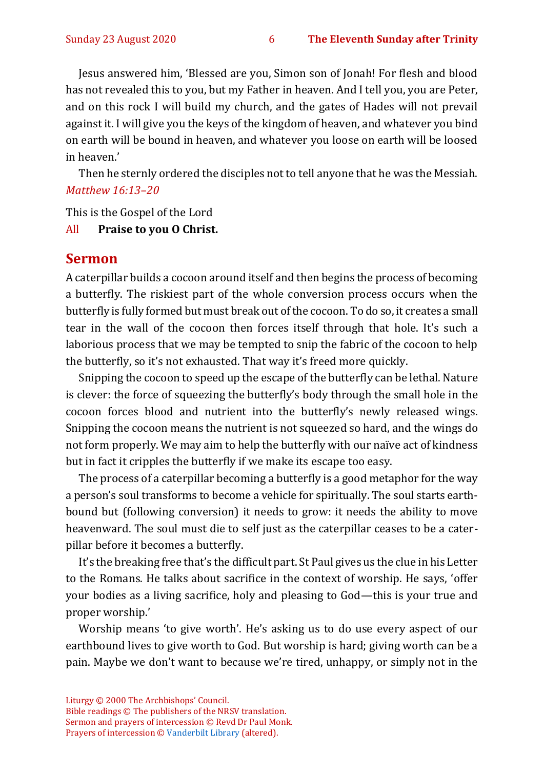Jesus answered him, 'Blessed are you, Simon son of Jonah! For flesh and blood has not revealed this to you, but my Father in heaven. And I tell you, you are Peter, and on this rock I will build my church, and the gates of Hades will not prevail against it. I will give you the keys of the kingdom of heaven, and whatever you bind on earth will be bound in heaven, and whatever you loose on earth will be loosed in heaven.'

Then he sternly ordered the disciples not to tell anyone that he was the Messiah. *Matthew 16:13–20*

This is the Gospel of the Lord

All **Praise to you O Christ.**

## Sermon

A caterpillar builds a cocoon around itself and then begins the process of becoming a butterfly. The riskiest part of the whole conversion process occurs when the butterfly is fully formed but must break out of the cocoon. To do so, it creates a small tear in the wall of the cocoon then forces itself through that hole. It's such a laborious process that we may be tempted to snip the fabric of the cocoon to help the butterfly, so it's not exhausted. That way it's freed more quickly.

Snipping the cocoon to speed up the escape of the butterfly can be lethal. Nature is clever: the force of squeezing the butterfly's body through the small hole in the cocoon forces blood and nutrient into the butterfly's newly released wings. Snipping the cocoon means the nutrient is not squeezed so hard, and the wings do not form properly. We may aim to help the butterfly with our naïve act of kindness but in fact it cripples the butterfly if we make its escape too easy.

The process of a caterpillar becoming a butterfly is a good metaphor for the way a person's soul transforms to become a vehicle for spiritually. The soul starts earth-bound but (following conversion) it needs to grow: it needs the ability to move heavenward. The soul must die to self just as the caterpillar ceases to be a caterpillar before it becomes a butterfly.

It's the breaking free that's the difficult part. St Paul gives us the clue in his Letter to the Romans. He talks about sacrifice in the context of worship. He says, 'offer your bodies as a living sacrifice, holy and pleasing to God—this is your true and proper worship.'

Worship means 'to give worth'. He's asking us to do use every aspect of our earthbound lives to give worth to God. But worship is hard; giving worth can be a pain. Maybe we don't want to because we're tired, unhappy, or simply not in the

Liturgy © 2000 The Archbishops' Council.
Bible readings © The publishers of the NRSV translation.
Sermon and prayers of intercession © Revd Dr Paul Monk.
Prayers of intercession © Vanderbilt Library (altered).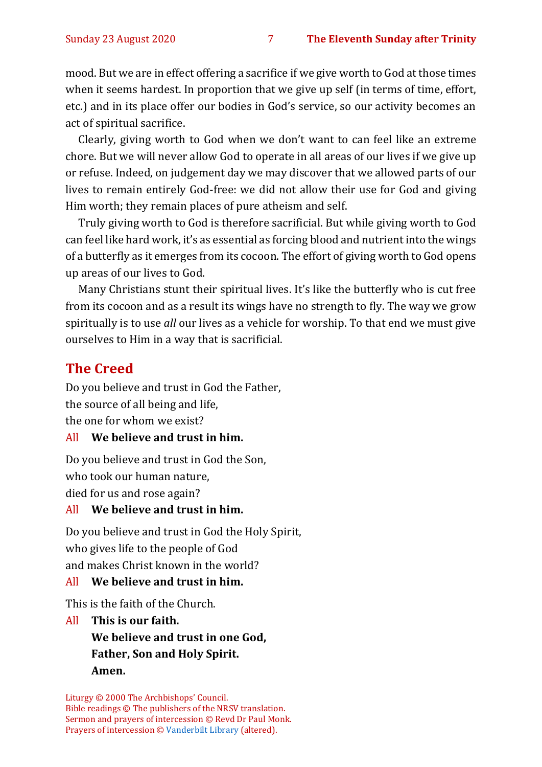mood. But we are in effect offering a sacrifice if we give worth to God at those times when it seems hardest. In proportion that we give up self (in terms of time, effort, etc.) and in its place offer our bodies in God's service, so our activity becomes an act of spiritual sacrifice.

Clearly, giving worth to God when we don't want to can feel like an extreme chore. But we will never allow God to operate in all areas of our lives if we give up or refuse. Indeed, on judgement day we may discover that we allowed parts of our lives to remain entirely God-free: we did not allow their use for God and giving Him worth; they remain places of pure atheism and self.

Truly giving worth to God is therefore sacrificial. But while giving worth to God can feel like hard work, it's as essential as forcing blood and nutrient into the wings of a butterfly as it emerges from its cocoon. The effort of giving worth to God opens up areas of our lives to God.

Many Christians stunt their spiritual lives. It's like the butterfly who is cut free from its cocoon and as a result its wings have no strength to fly. The way we grow spiritually is to use *all* our lives as a vehicle for worship. To that end we must give ourselves to Him in a way that is sacrificial.

## The Creed

Do you believe and trust in God the Father,
the source of all being and life,
the one for whom we exist?

All **We believe and trust in him.**

Do you believe and trust in God the Son,
who took our human nature,
died for us and rose again?

All **We believe and trust in him.**

Do you believe and trust in God the Holy Spirit,
who gives life to the people of God
and makes Christ known in the world?

All **We believe and trust in him.**

This is the faith of the Church.

All **This is our faith.**
**We believe and trust in one God,**
**Father, Son and Holy Spirit.**
**Amen.**

Liturgy © 2000 The Archbishops' Council.
Bible readings © The publishers of the NRSV translation.
Sermon and prayers of intercession © Revd Dr Paul Monk.
Prayers of intercession © Vanderbilt Library (altered).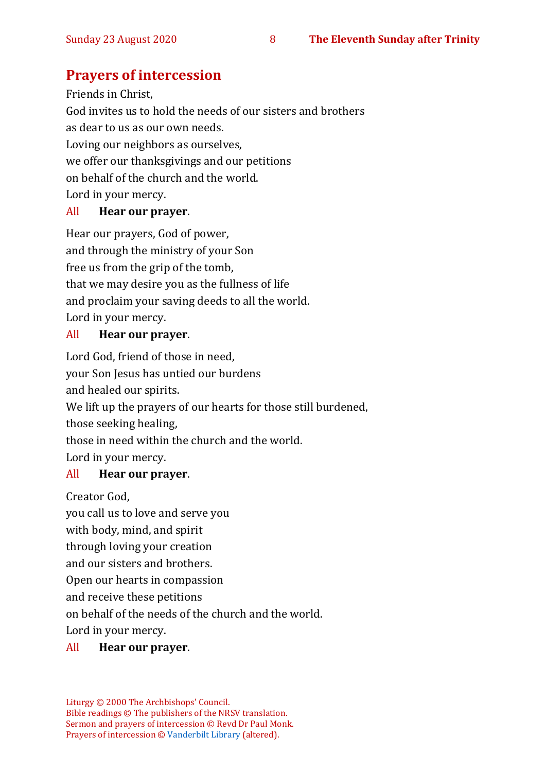## Prayers of intercession

Friends in Christ,
God invites us to hold the needs of our sisters and brothers
as dear to us as our own needs.
Loving our neighbors as ourselves,
we offer our thanksgivings and our petitions
on behalf of the church and the world.
Lord in your mercy.

All **Hear our prayer**.

Hear our prayers, God of power,
and through the ministry of your Son
free us from the grip of the tomb,
that we may desire you as the fullness of life
and proclaim your saving deeds to all the world.
Lord in your mercy.

All **Hear our prayer**.

Lord God, friend of those in need,
your Son Jesus has untied our burdens
and healed our spirits.
We lift up the prayers of our hearts for those still burdened,
those seeking healing,
those in need within the church and the world.
Lord in your mercy.

All **Hear our prayer**.

Creator God,
you call us to love and serve you
with body, mind, and spirit
through loving your creation
and our sisters and brothers.
Open our hearts in compassion
and receive these petitions
on behalf of the needs of the church and the world.
Lord in your mercy.

All **Hear our prayer**.

Liturgy © 2000 The Archbishops' Council.
Bible readings © The publishers of the NRSV translation.
Sermon and prayers of intercession © Revd Dr Paul Monk.
Prayers of intercession © Vanderbilt Library (altered).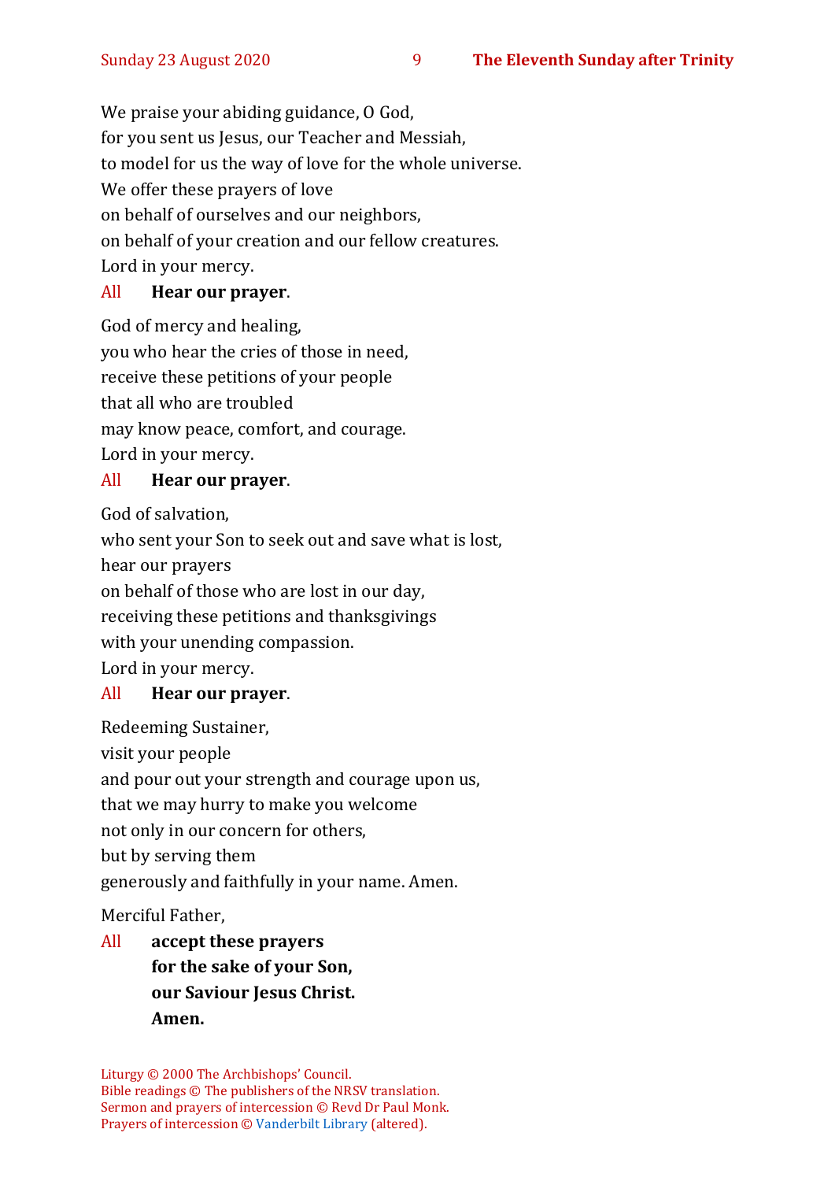We praise your abiding guidance, O God,
for you sent us Jesus, our Teacher and Messiah,
to model for us the way of love for the whole universe.
We offer these prayers of love
on behalf of ourselves and our neighbors,
on behalf of your creation and our fellow creatures.
Lord in your mercy.

All **Hear our prayer**.

God of mercy and healing,
you who hear the cries of those in need,
receive these petitions of your people
that all who are troubled
may know peace, comfort, and courage.
Lord in your mercy.

All **Hear our prayer**.

God of salvation,
who sent your Son to seek out and save what is lost,
hear our prayers
on behalf of those who are lost in our day,
receiving these petitions and thanksgivings
with your unending compassion.
Lord in your mercy.

All **Hear our prayer**.

Redeeming Sustainer,
visit your people
and pour out your strength and courage upon us,
that we may hurry to make you welcome
not only in our concern for others,
but by serving them
generously and faithfully in your name. Amen.

Merciful Father,

All **accept these prayers**
**for the sake of your Son,**
**our Saviour Jesus Christ.**
**Amen.**

Liturgy © 2000 The Archbishops' Council.
Bible readings © The publishers of the NRSV translation.
Sermon and prayers of intercession © Revd Dr Paul Monk.
Prayers of intercession © Vanderbilt Library (altered).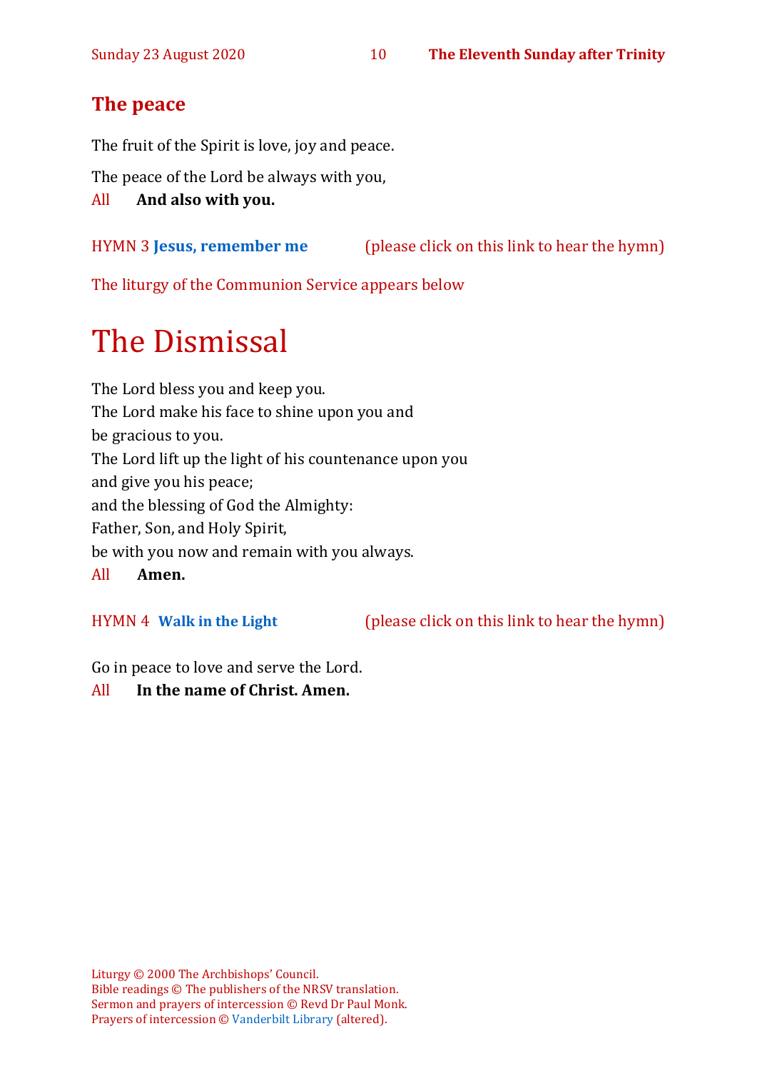## The peace

The fruit of the Spirit is love, joy and peace.

The peace of the Lord be always with you,
All **And also with you.**

HYMN 3 **Jesus, remember me** (please click on this link to hear the hymn)

The liturgy of the Communion Service appears below

# The Dismissal

The Lord bless you and keep you.
The Lord make his face to shine upon you and
be gracious to you.
The Lord lift up the light of his countenance upon you
and give you his peace;
and the blessing of God the Almighty:
Father, Son, and Holy Spirit,
be with you now and remain with you always.
All **Amen.**

HYMN 4 **Walk in the Light** (please click on this link to hear the hymn)

Go in peace to love and serve the Lord.
All **In the name of Christ. Amen.**

Liturgy © 2000 The Archbishops' Council.
Bible readings © The publishers of the NRSV translation.
Sermon and prayers of intercession © Revd Dr Paul Monk.
Prayers of intercession © Vanderbilt Library (altered).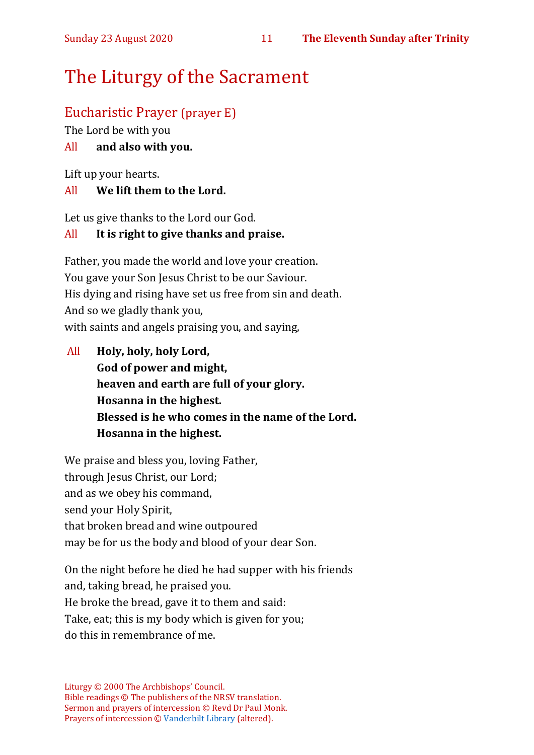# The Liturgy of the Sacrament

## Eucharistic Prayer (prayer E)

The Lord be with you

All **and also with you.**

Lift up your hearts.

All **We lift them to the Lord.**

Let us give thanks to the Lord our God.

All **It is right to give thanks and praise.**

Father, you made the world and love your creation.
You gave your Son Jesus Christ to be our Saviour.
His dying and rising have set us free from sin and death.
And so we gladly thank you,
with saints and angels praising you, and saying,

All **Holy, holy, holy Lord,**
**God of power and might,**
**heaven and earth are full of your glory.**
**Hosanna in the highest.**
**Blessed is he who comes in the name of the Lord.**
**Hosanna in the highest.**

We praise and bless you, loving Father,
through Jesus Christ, our Lord;
and as we obey his command,
send your Holy Spirit,
that broken bread and wine outpoured
may be for us the body and blood of your dear Son.

On the night before he died he had supper with his friends
and, taking bread, he praised you.
He broke the bread, gave it to them and said:
Take, eat; this is my body which is given for you;
do this in remembrance of me.

Liturgy © 2000 The Archbishops' Council.
Bible readings © The publishers of the NRSV translation.
Sermon and prayers of intercession © Revd Dr Paul Monk.
Prayers of intercession © Vanderbilt Library (altered).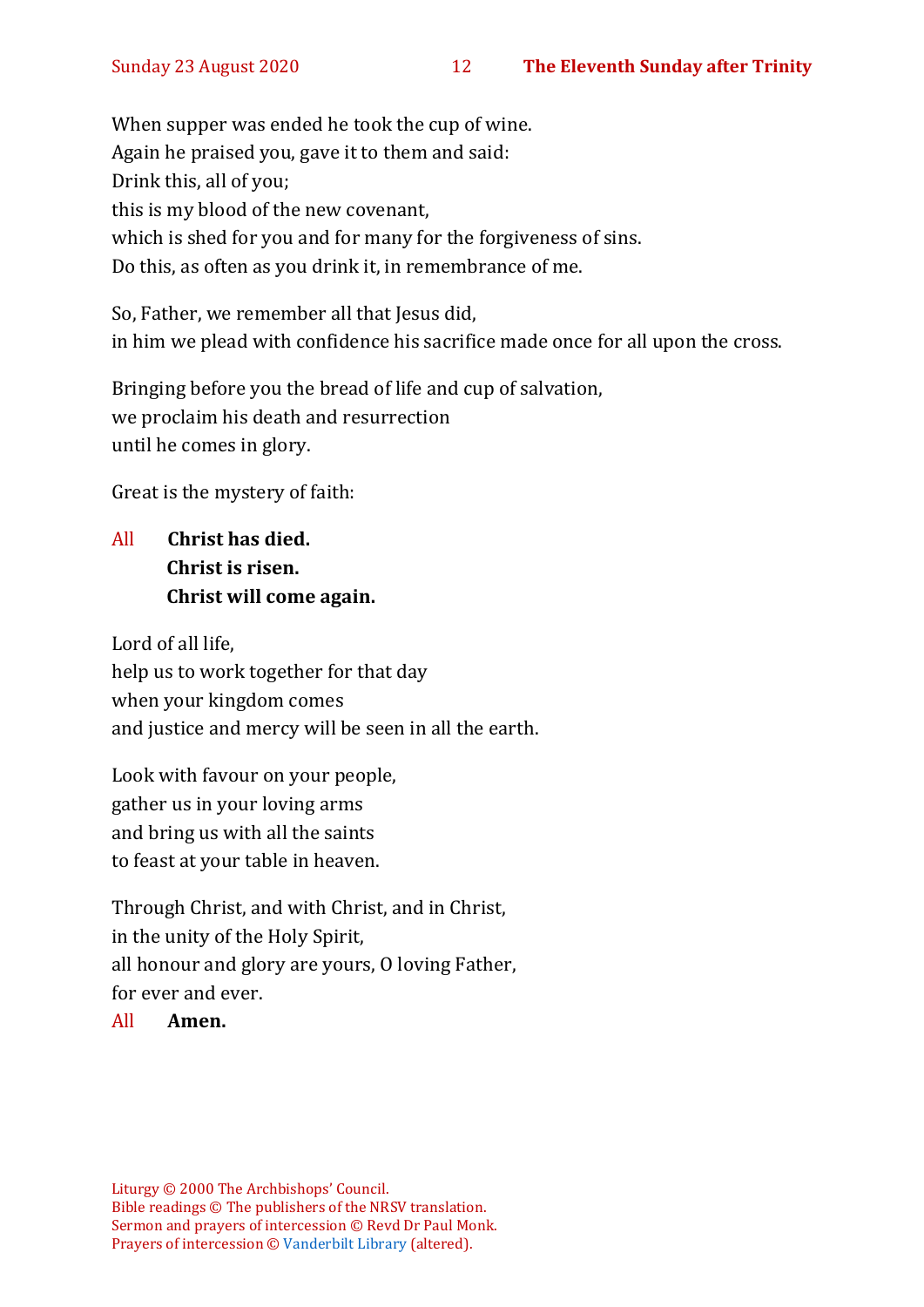When supper was ended he took the cup of wine.
Again he praised you, gave it to them and said:
Drink this, all of you;
this is my blood of the new covenant,
which is shed for you and for many for the forgiveness of sins.
Do this, as often as you drink it, in remembrance of me.

So, Father, we remember all that Jesus did,
in him we plead with confidence his sacrifice made once for all upon the cross.

Bringing before you the bread of life and cup of salvation,
we proclaim his death and resurrection
until he comes in glory.

Great is the mystery of faith:

All **Christ has died.**
**Christ is risen.**
**Christ will come again.**

Lord of all life,
help us to work together for that day
when your kingdom comes
and justice and mercy will be seen in all the earth.

Look with favour on your people,
gather us in your loving arms
and bring us with all the saints
to feast at your table in heaven.

Through Christ, and with Christ, and in Christ,
in the unity of the Holy Spirit,
all honour and glory are yours, O loving Father,
for ever and ever.
All **Amen.**

Liturgy © 2000 The Archbishops' Council.
Bible readings © The publishers of the NRSV translation.
Sermon and prayers of intercession © Revd Dr Paul Monk.
Prayers of intercession © Vanderbilt Library (altered).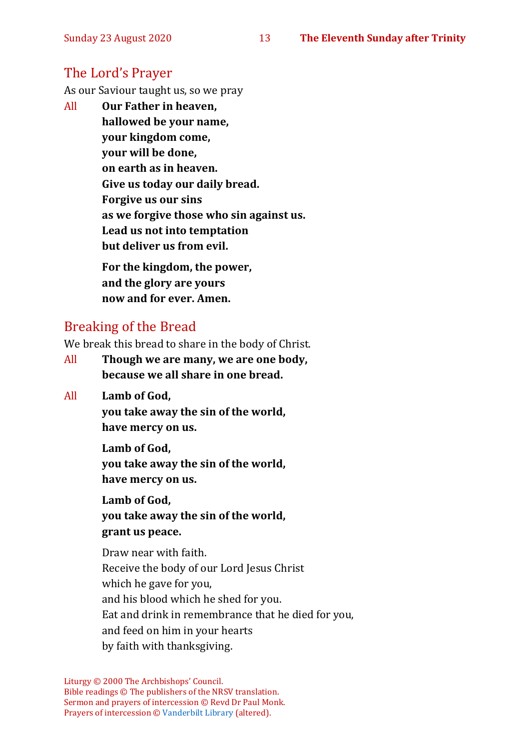## The Lord's Prayer

As our Saviour taught us, so we pray

All **Our Father in heaven,**
**hallowed be your name,**
**your kingdom come,**
**your will be done,**
**on earth as in heaven.**
**Give us today our daily bread.**
**Forgive us our sins**
**as we forgive those who sin against us.**
**Lead us not into temptation**
**but deliver us from evil.**

**For the kingdom, the power,**
**and the glory are yours**
**now and for ever. Amen.**

## Breaking of the Bread

We break this bread to share in the body of Christ.

All **Though we are many, we are one body,**
**because we all share in one bread.**

All **Lamb of God,**
**you take away the sin of the world,**
**have mercy on us.**

**Lamb of God,**
**you take away the sin of the world,**
**have mercy on us.**

**Lamb of God,**
**you take away the sin of the world,**
**grant us peace.**

Draw near with faith.
Receive the body of our Lord Jesus Christ
which he gave for you,
and his blood which he shed for you.
Eat and drink in remembrance that he died for you,
and feed on him in your hearts
by faith with thanksgiving.

Liturgy © 2000 The Archbishops' Council.
Bible readings © The publishers of the NRSV translation.
Sermon and prayers of intercession © Revd Dr Paul Monk.
Prayers of intercession © Vanderbilt Library (altered).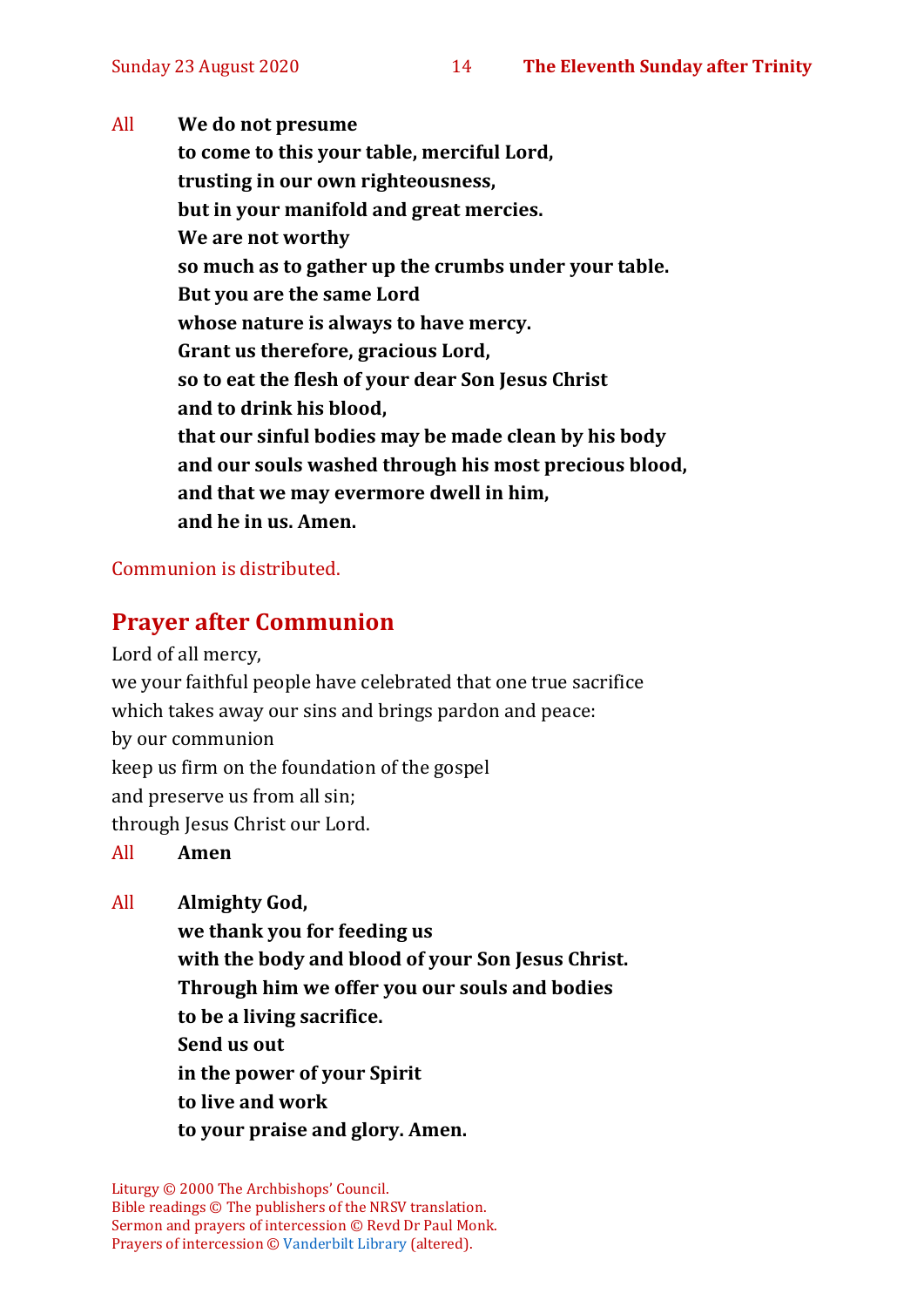All **We do not presume**
**to come to this your table, merciful Lord,**
**trusting in our own righteousness,**
**but in your manifold and great mercies.**
**We are not worthy**
**so much as to gather up the crumbs under your table.**
**But you are the same Lord**
**whose nature is always to have mercy.**
**Grant us therefore, gracious Lord,**
**so to eat the flesh of your dear Son Jesus Christ**
**and to drink his blood,**
**that our sinful bodies may be made clean by his body**
**and our souls washed through his most precious blood,**
**and that we may evermore dwell in him,**
**and he in us. Amen.**

Communion is distributed.

## Prayer after Communion

Lord of all mercy,
we your faithful people have celebrated that one true sacrifice
which takes away our sins and brings pardon and peace:
by our communion
keep us firm on the foundation of the gospel
and preserve us from all sin;
through Jesus Christ our Lord.

All **Amen**

All **Almighty God,**
**we thank you for feeding us**
**with the body and blood of your Son Jesus Christ.**
**Through him we offer you our souls and bodies**
**to be a living sacrifice.**
**Send us out**
**in the power of your Spirit**
**to live and work**
**to your praise and glory. Amen.**

Liturgy © 2000 The Archbishops' Council.
Bible readings © The publishers of the NRSV translation.
Sermon and prayers of intercession © Revd Dr Paul Monk.
Prayers of intercession © Vanderbilt Library (altered).